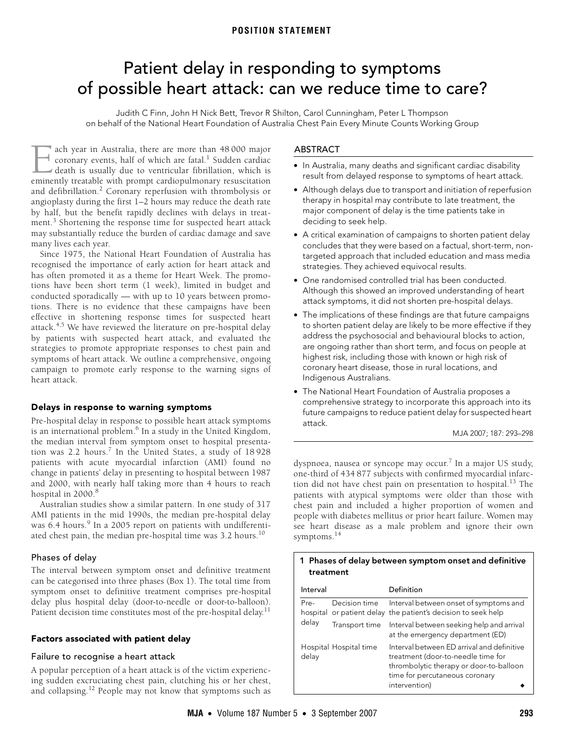POSITION STATEMENT

# Patient delay in responding to symptoms of possible heart attack: can we reduce time to care?

Judith C Finn, John H Nick Bett, Trevor R Shilton, Carol Cunningham, Peter L Thompson
on behalf of the National Heart Foundation of Australia Chest Pain Every Minute Counts Working Group

## ABSTRACT

- In Australia, many deaths and significant cardiac disability result from delayed response to symptoms of heart attack.
- Although delays due to transport and initiation of reperfusion therapy in hospital may contribute to late treatment, the major component of delay is the time patients take in deciding to seek help.
- A critical examination of campaigns to shorten patient delay concludes that they were based on a factual, short-term, non-targeted approach that included education and mass media strategies. They achieved equivocal results.
- One randomised controlled trial has been conducted. Although this showed an improved understanding of heart attack symptoms, it did not shorten pre-hospital delays.
- The implications of these findings are that future campaigns to shorten patient delay are likely to be more effective if they address the psychosocial and behavioural blocks to action, are ongoing rather than short term, and focus on people at highest risk, including those with known or high risk of coronary heart disease, those in rural locations, and Indigenous Australians.
- The National Heart Foundation of Australia proposes a comprehensive strategy to incorporate this approach into its future campaigns to reduce patient delay for suspected heart attack.

MJA 2007; 187: 293–298

Each year in Australia, there are more than 48 000 major coronary events, half of which are fatal.[1] Sudden cardiac death is usually due to ventricular fibrillation, which is eminently treatable with prompt cardiopulmonary resuscitation and defibrillation.[2] Coronary reperfusion with thrombolysis or angioplasty during the first 1–2 hours may reduce the death rate by half, but the benefit rapidly declines with delays in treatment.[3] Shortening the response time for suspected heart attack may substantially reduce the burden of cardiac damage and save many lives each year.

Since 1975, the National Heart Foundation of Australia has recognised the importance of early action for heart attack and has often promoted it as a theme for Heart Week. The promotions have been short term (1 week), limited in budget and conducted sporadically — with up to 10 years between promotions. There is no evidence that these campaigns have been effective in shortening response times for suspected heart attack.[4,5] We have reviewed the literature on pre-hospital delay by patients with suspected heart attack, and evaluated the strategies to promote appropriate responses to chest pain and symptoms of heart attack. We outline a comprehensive, ongoing campaign to promote early response to the warning signs of heart attack.

## Delays in response to warning symptoms

Pre-hospital delay in response to possible heart attack symptoms is an international problem.[6] In a study in the United Kingdom, the median interval from symptom onset to hospital presentation was 2.2 hours.[7] In the United States, a study of 18 928 patients with acute myocardial infarction (AMI) found no change in patients' delay in presenting to hospital between 1987 and 2000, with nearly half taking more than 4 hours to reach hospital in 2000.[8]

Australian studies show a similar pattern. In one study of 317 AMI patients in the mid 1990s, the median pre-hospital delay was 6.4 hours.[9] In a 2005 report on patients with undifferentiated chest pain, the median pre-hospital time was 3.2 hours.[10]

### Phases of delay

The interval between symptom onset and definitive treatment can be categorised into three phases (Box 1). The total time from symptom onset to definitive treatment comprises pre-hospital delay plus hospital delay (door-to-needle or door-to-balloon). Patient decision time constitutes most of the pre-hospital delay.[11]

## Factors associated with patient delay

### Failure to recognise a heart attack

A popular perception of a heart attack is of the victim experiencing sudden excruciating chest pain, clutching his or her chest, and collapsing.[12] People may not know that symptoms such as dyspnoea, nausea or syncope may occur.[7] In a major US study, one-third of 434 877 subjects with confirmed myocardial infarction did not have chest pain on presentation to hospital.[13] The patients with atypical symptoms were older than those with chest pain and included a higher proportion of women and people with diabetes mellitus or prior heart failure. Women may see heart disease as a male problem and ignore their own symptoms.[14]

**1 Phases of delay between symptom onset and definitive treatment**

| Interval | | Definition |
|---|---|---|
| Pre-hospital delay | Decision time or patient delay | Interval between onset of symptoms and the patient's decision to seek help |
| | Transport time | Interval between seeking help and arrival at the emergency department (ED) |
| Hospital delay | Hospital time | Interval between ED arrival and definitive treatment (door-to-needle time for thrombolytic therapy or door-to-balloon time for percutaneous coronary intervention) |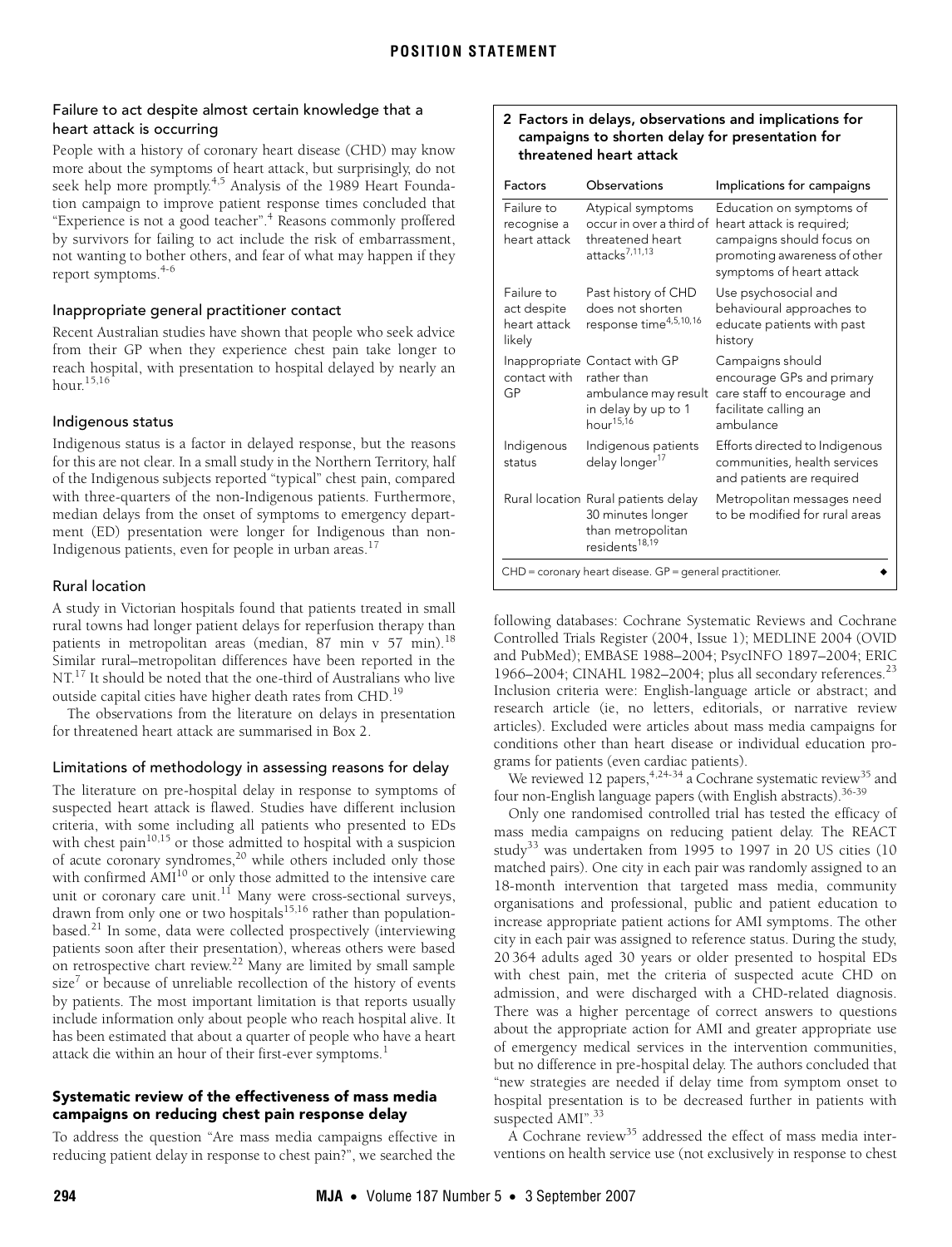### Failure to act despite almost certain knowledge that a heart attack is occurring

People with a history of coronary heart disease (CHD) may know more about the symptoms of heart attack, but surprisingly, do not seek help more promptly.[4,5] Analysis of the 1989 Heart Foundation campaign to improve patient response times concluded that "Experience is not a good teacher".[4] Reasons commonly proffered by survivors for failing to act include the risk of embarrassment, not wanting to bother others, and fear of what may happen if they report symptoms.[4-6]

### Inappropriate general practitioner contact

Recent Australian studies have shown that people who seek advice from their GP when they experience chest pain take longer to reach hospital, with presentation to hospital delayed by nearly an hour.[15,16]

### Indigenous status

Indigenous status is a factor in delayed response, but the reasons for this are not clear. In a small study in the Northern Territory, half of the Indigenous subjects reported "typical" chest pain, compared with three-quarters of the non-Indigenous patients. Furthermore, median delays from the onset of symptoms to emergency department (ED) presentation were longer for Indigenous than non-Indigenous patients, even for people in urban areas.[17]

### Rural location

A study in Victorian hospitals found that patients treated in small rural towns had longer patient delays for reperfusion therapy than patients in metropolitan areas (median, 87 min v 57 min).[18] Similar rural–metropolitan differences have been reported in the NT.[17] It should be noted that the one-third of Australians who live outside capital cities have higher death rates from CHD.[19]

The observations from the literature on delays in presentation for threatened heart attack are summarised in Box 2.

**2 Factors in delays, observations and implications for campaigns to shorten delay for presentation for threatened heart attack**

| Factors | Observations | Implications for campaigns |
|---|---|---|
| Failure to recognise a heart attack | Atypical symptoms occur in over a third of threatened heart attacks[7,11,13] | Education on symptoms of heart attack is required; campaigns should focus on promoting awareness of other symptoms of heart attack |
| Failure to act despite heart attack likely | Past history of CHD does not shorten response time[4,5,10,16] | Use psychosocial and behavioural approaches to educate patients with past history |
| Inappropriate contact with GP | Contact with GP rather than ambulance may result in delay by up to 1 hour[15,16] | Campaigns should encourage GPs and primary care staff to encourage and facilitate calling an ambulance |
| Indigenous status | Indigenous patients delay longer[17] | Efforts directed to Indigenous communities, health services and patients are required |
| Rural location | Rural patients delay 30 minutes longer than metropolitan residents[18,19] | Metropolitan messages need to be modified for rural areas |

CHD = coronary heart disease. GP = general practitioner.

### Limitations of methodology in assessing reasons for delay

The literature on pre-hospital delay in response to symptoms of suspected heart attack is flawed. Studies have different inclusion criteria, with some including all patients who presented to EDs with chest pain[10,15] or those admitted to hospital with a suspicion of acute coronary syndromes,[20] while others included only those with confirmed AMI[10] or only those admitted to the intensive care unit or coronary care unit.[11] Many were cross-sectional surveys, drawn from only one or two hospitals[15,16] rather than population-based.[21] In some, data were collected prospectively (interviewing patients soon after their presentation), whereas others were based on retrospective chart review.[22] Many are limited by small sample size[7] or because of unreliable recollection of the history of events by patients. The most important limitation is that reports usually include information only about people who reach hospital alive. It has been estimated that about a quarter of people who have a heart attack die within an hour of their first-ever symptoms.[1]

### Systematic review of the effectiveness of mass media campaigns on reducing chest pain response delay

To address the question "Are mass media campaigns effective in reducing patient delay in response to chest pain?", we searched the following databases: Cochrane Systematic Reviews and Cochrane Controlled Trials Register (2004, Issue 1); MEDLINE 2004 (OVID and PubMed); EMBASE 1988–2004; PsycINFO 1897–2004; ERIC 1966–2004; CINAHL 1982–2004; plus all secondary references.[23] Inclusion criteria were: English-language article or abstract; and research article (ie, no letters, editorials, or narrative review articles). Excluded were articles about mass media campaigns for conditions other than heart disease or individual education programs for patients (even cardiac patients).

We reviewed 12 papers,[4,24-34] a Cochrane systematic review[35] and four non-English language papers (with English abstracts).[36-39]

Only one randomised controlled trial has tested the efficacy of mass media campaigns on reducing patient delay. The REACT study[33] was undertaken from 1995 to 1997 in 20 US cities (10 matched pairs). One city in each pair was randomly assigned to an 18-month intervention that targeted mass media, community organisations and professional, public and patient education to increase appropriate patient actions for AMI symptoms. The other city in each pair was assigned to reference status. During the study, 20 364 adults aged 30 years or older presented to hospital EDs with chest pain, met the criteria of suspected acute CHD on admission, and were discharged with a CHD-related diagnosis. There was a higher percentage of correct answers to questions about the appropriate action for AMI and greater appropriate use of emergency medical services in the intervention communities, but no difference in pre-hospital delay. The authors concluded that "new strategies are needed if delay time from symptom onset to hospital presentation is to be decreased further in patients with suspected AMI".[33]

A Cochrane review[35] addressed the effect of mass media interventions on health service use (not exclusively in response to chest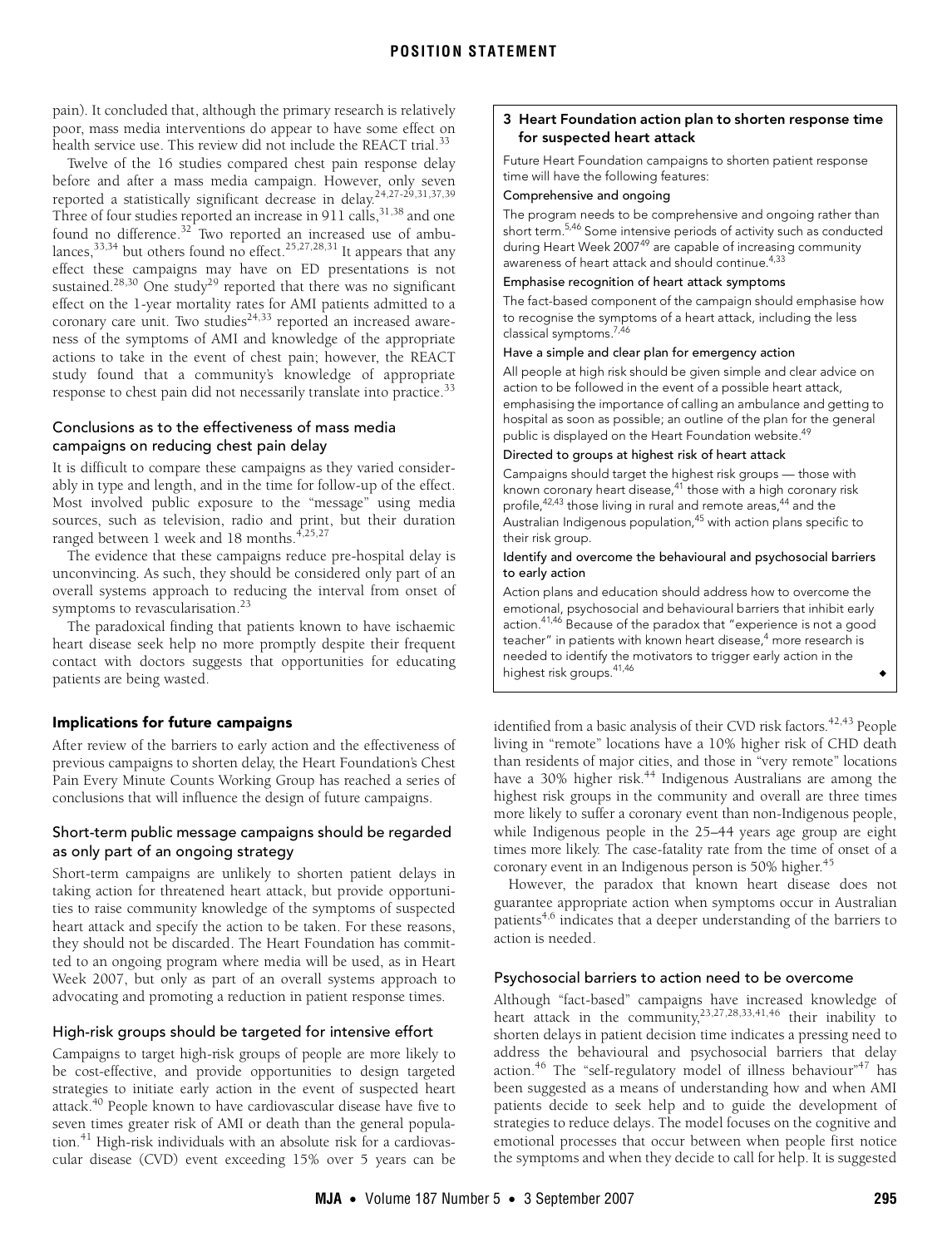pain). It concluded that, although the primary research is relatively poor, mass media interventions do appear to have some effect on health service use. This review did not include the REACT trial.[33]

Twelve of the 16 studies compared chest pain response delay before and after a mass media campaign. However, only seven reported a statistically significant decrease in delay.[24,27-29,31,37,39] Three of four studies reported an increase in 911 calls,[31,38] and one found no difference.[32] Two reported an increased use of ambulances,[33,34] but others found no effect.[25,27,28,31] It appears that any effect these campaigns may have on ED presentations is not sustained.[28,30] One study[29] reported that there was no significant effect on the 1-year mortality rates for AMI patients admitted to a coronary care unit. Two studies[24,33] reported an increased awareness of the symptoms of AMI and knowledge of the appropriate actions to take in the event of chest pain; however, the REACT study found that a community's knowledge of appropriate response to chest pain did not necessarily translate into practice.[33]

### Conclusions as to the effectiveness of mass media campaigns on reducing chest pain delay

It is difficult to compare these campaigns as they varied considerably in type and length, and in the time for follow-up of the effect. Most involved public exposure to the "message" using media sources, such as television, radio and print, but their duration ranged between 1 week and 18 months.[4,25,27]

The evidence that these campaigns reduce pre-hospital delay is unconvincing. As such, they should be considered only part of an overall systems approach to reducing the interval from onset of symptoms to revascularisation.[23]

The paradoxical finding that patients known to have ischaemic heart disease seek help no more promptly despite their frequent contact with doctors suggests that opportunities for educating patients are being wasted.

## Implications for future campaigns

After review of the barriers to early action and the effectiveness of previous campaigns to shorten delay, the Heart Foundation's Chest Pain Every Minute Counts Working Group has reached a series of conclusions that will influence the design of future campaigns.

### Short-term public message campaigns should be regarded as only part of an ongoing strategy

Short-term campaigns are unlikely to shorten patient delays in taking action for threatened heart attack, but provide opportunities to raise community knowledge of the symptoms of suspected heart attack and specify the action to be taken. For these reasons, they should not be discarded. The Heart Foundation has committed to an ongoing program where media will be used, as in Heart Week 2007, but only as part of an overall systems approach to advocating and promoting a reduction in patient response times.

### High-risk groups should be targeted for intensive effort

Campaigns to target high-risk groups of people are more likely to be cost-effective, and provide opportunities to design targeted strategies to initiate early action in the event of suspected heart attack.[40] People known to have cardiovascular disease have five to seven times greater risk of AMI or death than the general population.[41] High-risk individuals with an absolute risk for a cardiovascular disease (CVD) event exceeding 15% over 5 years can be identified from a basic analysis of their CVD risk factors.[42,43] People living in "remote" locations have a 10% higher risk of CHD death than residents of major cities, and those in "very remote" locations have a 30% higher risk.[44] Indigenous Australians are among the highest risk groups in the community and overall are three times more likely to suffer a coronary event than non-Indigenous people, while Indigenous people in the 25–44 years age group are eight times more likely. The case-fatality rate from the time of onset of a coronary event in an Indigenous person is 50% higher.[45]

However, the paradox that known heart disease does not guarantee appropriate action when symptoms occur in Australian patients[4,6] indicates that a deeper understanding of the barriers to action is needed.

### Psychosocial barriers to action need to be overcome

Although "fact-based" campaigns have increased knowledge of heart attack in the community,[23,27,28,33,41,46] their inability to shorten delays in patient decision time indicates a pressing need to address the behavioural and psychosocial barriers that delay action.[46] The "self-regulatory model of illness behaviour"[47] has been suggested as a means of understanding how and when AMI patients decide to seek help and to guide the development of strategies to reduce delays. The model focuses on the cognitive and emotional processes that occur between when people first notice the symptoms and when they decide to call for help. It is suggested

---

**3 Heart Foundation action plan to shorten response time for suspected heart attack**

Future Heart Foundation campaigns to shorten patient response time will have the following features:

**Comprehensive and ongoing**

The program needs to be comprehensive and ongoing rather than short term.[5,46] Some intensive periods of activity such as conducted during Heart Week 2007[49] are capable of increasing community awareness of heart attack and should continue.[4,33]

**Emphasise recognition of heart attack symptoms**

The fact-based component of the campaign should emphasise how to recognise the symptoms of a heart attack, including the less classical symptoms.[7,46]

**Have a simple and clear plan for emergency action**

All people at high risk should be given simple and clear advice on action to be followed in the event of a possible heart attack, emphasising the importance of calling an ambulance and getting to hospital as soon as possible; an outline of the plan for the general public is displayed on the Heart Foundation website.[49]

**Directed to groups at highest risk of heart attack**

Campaigns should target the highest risk groups — those with known coronary heart disease,[41] those with a high coronary risk profile,[42,43] those living in rural and remote areas,[44] and the Australian Indigenous population,[45] with action plans specific to their risk group.

**Identify and overcome the behavioural and psychosocial barriers to early action**

Action plans and education should address how to overcome the emotional, psychosocial and behavioural barriers that inhibit early action.[41,46] Because of the paradox that "experience is not a good teacher" in patients with known heart disease,[4] more research is needed to identify the motivators to trigger early action in the highest risk groups.[41,46] ◆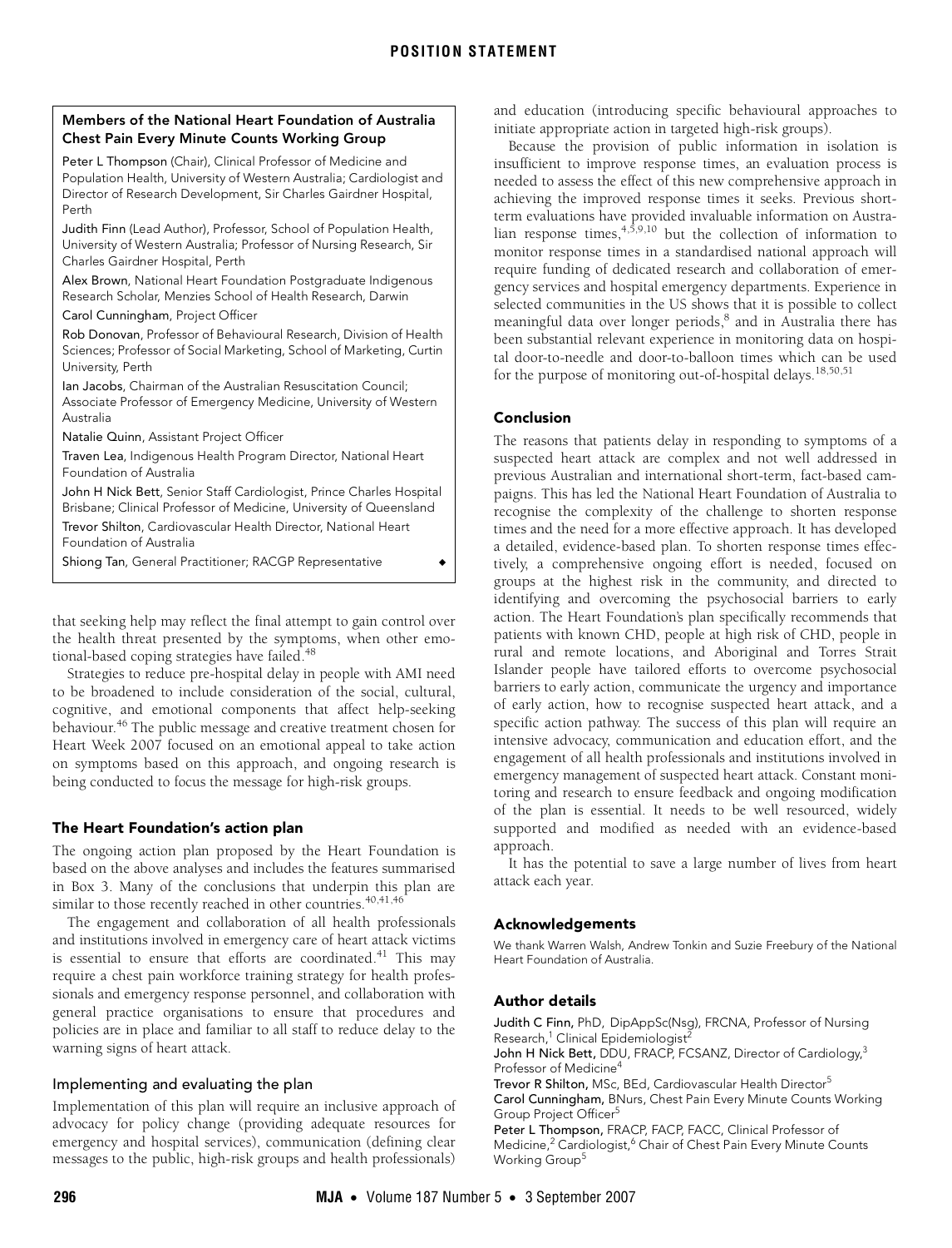**Members of the National Heart Foundation of Australia Chest Pain Every Minute Counts Working Group**

Peter L Thompson (Chair), Clinical Professor of Medicine and Population Health, University of Western Australia; Cardiologist and Director of Research Development, Sir Charles Gairdner Hospital, Perth

Judith Finn (Lead Author), Professor, School of Population Health, University of Western Australia; Professor of Nursing Research, Sir Charles Gairdner Hospital, Perth

Alex Brown, National Heart Foundation Postgraduate Indigenous Research Scholar, Menzies School of Health Research, Darwin

Carol Cunningham, Project Officer

Rob Donovan, Professor of Behavioural Research, Division of Health Sciences; Professor of Social Marketing, School of Marketing, Curtin University, Perth

Ian Jacobs, Chairman of the Australian Resuscitation Council; Associate Professor of Emergency Medicine, University of Western Australia

Natalie Quinn, Assistant Project Officer

Traven Lea, Indigenous Health Program Director, National Heart Foundation of Australia

John H Nick Bett, Senior Staff Cardiologist, Prince Charles Hospital Brisbane; Clinical Professor of Medicine, University of Queensland

Trevor Shilton, Cardiovascular Health Director, National Heart Foundation of Australia

Shiong Tan, General Practitioner; RACGP Representative ◆

that seeking help may reflect the final attempt to gain control over the health threat presented by the symptoms, when other emotional-based coping strategies have failed.[48]

Strategies to reduce pre-hospital delay in people with AMI need to be broadened to include consideration of the social, cultural, cognitive, and emotional components that affect help-seeking behaviour.[46] The public message and creative treatment chosen for Heart Week 2007 focused on an emotional appeal to take action on symptoms based on this approach, and ongoing research is being conducted to focus the message for high-risk groups.

## The Heart Foundation's action plan

The ongoing action plan proposed by the Heart Foundation is based on the above analyses and includes the features summarised in Box 3. Many of the conclusions that underpin this plan are similar to those recently reached in other countries.[40,41,46]

The engagement and collaboration of all health professionals and institutions involved in emergency care of heart attack victims is essential to ensure that efforts are coordinated.[41] This may require a chest pain workforce training strategy for health professionals and emergency response personnel, and collaboration with general practice organisations to ensure that procedures and policies are in place and familiar to all staff to reduce delay to the warning signs of heart attack.

### Implementing and evaluating the plan

Implementation of this plan will require an inclusive approach of advocacy for policy change (providing adequate resources for emergency and hospital services), communication (defining clear messages to the public, high-risk groups and health professionals) and education (introducing specific behavioural approaches to initiate appropriate action in targeted high-risk groups).

Because the provision of public information in isolation is insufficient to improve response times, an evaluation process is needed to assess the effect of this new comprehensive approach in achieving the improved response times it seeks. Previous short-term evaluations have provided invaluable information on Australian response times,[4,5,9,10] but the collection of information to monitor response times in a standardised national approach will require funding of dedicated research and collaboration of emergency services and hospital emergency departments. Experience in selected communities in the US shows that it is possible to collect meaningful data over longer periods,[8] and in Australia there has been substantial relevant experience in monitoring data on hospital door-to-needle and door-to-balloon times which can be used for the purpose of monitoring out-of-hospital delays.[18,50,51]

## Conclusion

The reasons that patients delay in responding to symptoms of a suspected heart attack are complex and not well addressed in previous Australian and international short-term, fact-based campaigns. This has led the National Heart Foundation of Australia to recognise the complexity of the challenge to shorten response times and the need for a more effective approach. It has developed a detailed, evidence-based plan. To shorten response times effectively, a comprehensive ongoing effort is needed, focused on groups at the highest risk in the community, and directed to identifying and overcoming the psychosocial barriers to early action. The Heart Foundation's plan specifically recommends that patients with known CHD, people at high risk of CHD, people in rural and remote locations, and Aboriginal and Torres Strait Islander people have tailored efforts to overcome psychosocial barriers to early action, communicate the urgency and importance of early action, how to recognise suspected heart attack, and a specific action pathway. The success of this plan will require an intensive advocacy, communication and education effort, and the engagement of all health professionals and institutions involved in emergency management of suspected heart attack. Constant monitoring and research to ensure feedback and ongoing modification of the plan is essential. It needs to be well resourced, widely supported and modified as needed with an evidence-based approach.

It has the potential to save a large number of lives from heart attack each year.

## Acknowledgements

We thank Warren Walsh, Andrew Tonkin and Suzie Freebury of the National Heart Foundation of Australia.

## Author details

Judith C Finn, PhD, DipAppSc(Nsg), FRCNA, Professor of Nursing Research,[1] Clinical Epidemiologist[2]

John H Nick Bett, DDU, FRACP, FCSANZ, Director of Cardiology,[3] Professor of Medicine[4]

Trevor R Shilton, MSc, BEd, Cardiovascular Health Director[5]

Carol Cunningham, BNurs, Chest Pain Every Minute Counts Working Group Project Officer[5]

Peter L Thompson, FRACP, FACP, FACC, Clinical Professor of Medicine,[2] Cardiologist,[6] Chair of Chest Pain Every Minute Counts Working Group[5]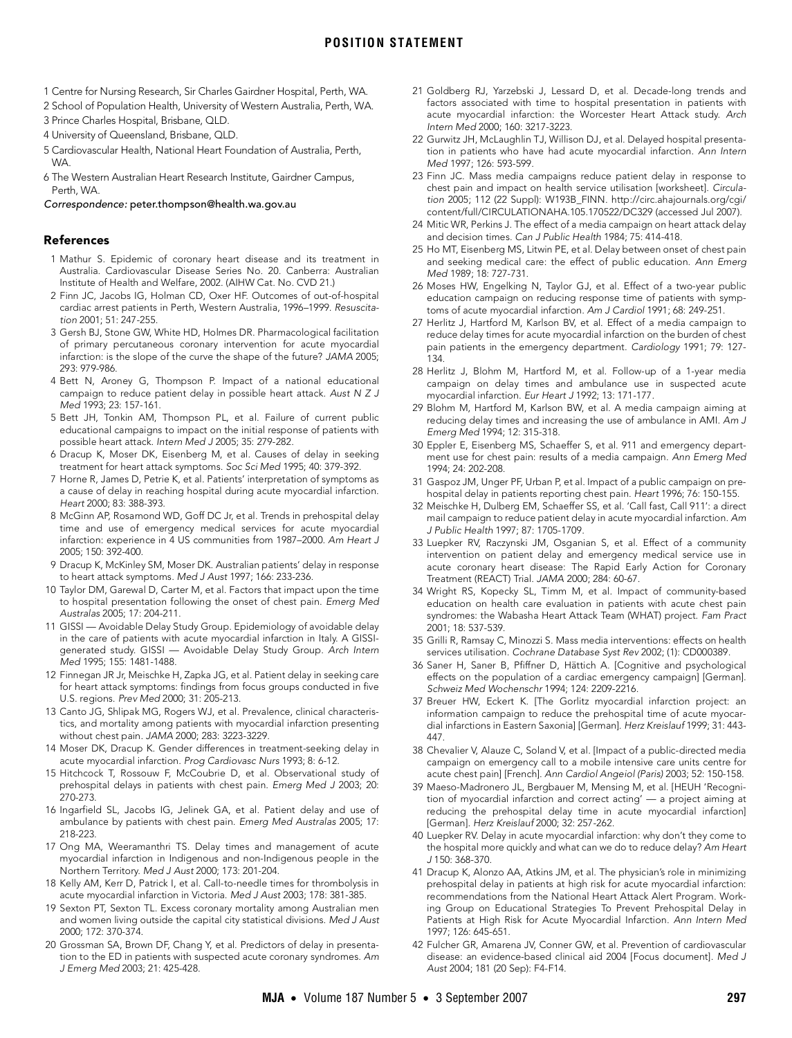1 Centre for Nursing Research, Sir Charles Gairdner Hospital, Perth, WA.

2 School of Population Health, University of Western Australia, Perth, WA.

3 Prince Charles Hospital, Brisbane, QLD.

4 University of Queensland, Brisbane, QLD.

5 Cardiovascular Health, National Heart Foundation of Australia, Perth, WA.

6 The Western Australian Heart Research Institute, Gairdner Campus, Perth, WA.

*Correspondence:* peter.thompson@health.wa.gov.au

## References

1 Mathur S. Epidemic of coronary heart disease and its treatment in Australia. Cardiovascular Disease Series No. 20. Canberra: Australian Institute of Health and Welfare, 2002. (AIHW Cat. No. CVD 21.)

2 Finn JC, Jacobs IG, Holman CD, Oxer HF. Outcomes of out-of-hospital cardiac arrest patients in Perth, Western Australia, 1996–1999. *Resuscitation* 2001; 51: 247-255.

3 Gersh BJ, Stone GW, White HD, Holmes DR. Pharmacological facilitation of primary percutaneous coronary intervention for acute myocardial infarction: is the slope of the curve the shape of the future? *JAMA* 2005; 293: 979-986.

4 Bett N, Aroney G, Thompson P. Impact of a national educational campaign to reduce patient delay in possible heart attack. *Aust N Z J Med* 1993; 23: 157-161.

5 Bett JH, Tonkin AM, Thompson PL, et al. Failure of current public educational campaigns to impact on the initial response of patients with possible heart attack. *Intern Med J* 2005; 35: 279-282.

6 Dracup K, Moser DK, Eisenberg M, et al. Causes of delay in seeking treatment for heart attack symptoms. *Soc Sci Med* 1995; 40: 379-392.

7 Horne R, James D, Petrie K, et al. Patients' interpretation of symptoms as a cause of delay in reaching hospital during acute myocardial infarction. *Heart* 2000; 83: 388-393.

8 McGinn AP, Rosamond WD, Goff DC Jr, et al. Trends in prehospital delay time and use of emergency medical services for acute myocardial infarction: experience in 4 US communities from 1987–2000. *Am Heart J* 2005; 150: 392-400.

9 Dracup K, McKinley SM, Moser DK. Australian patients' delay in response to heart attack symptoms. *Med J Aust* 1997; 166: 233-236.

10 Taylor DM, Garewal D, Carter M, et al. Factors that impact upon the time to hospital presentation following the onset of chest pain. *Emerg Med Australas* 2005; 17: 204-211.

11 GISSI — Avoidable Delay Study Group. Epidemiology of avoidable delay in the care of patients with acute myocardial infarction in Italy. A GISSI-generated study. GISSI — Avoidable Delay Study Group. *Arch Intern Med* 1995; 155: 1481-1488.

12 Finnegan JR Jr, Meischke H, Zapka JG, et al. Patient delay in seeking care for heart attack symptoms: findings from focus groups conducted in five U.S. regions. *Prev Med* 2000; 31: 205-213.

13 Canto JG, Shlipak MG, Rogers WJ, et al. Prevalence, clinical characteristics, and mortality among patients with myocardial infarction presenting without chest pain. *JAMA* 2000; 283: 3223-3229.

14 Moser DK, Dracup K. Gender differences in treatment-seeking delay in acute myocardial infarction. *Prog Cardiovasc Nurs* 1993; 8: 6-12.

15 Hitchcock T, Rossouw F, McCoubrie D, et al. Observational study of prehospital delays in patients with chest pain. *Emerg Med J* 2003; 20: 270-273.

16 Ingarfield SL, Jacobs IG, Jelinek GA, et al. Patient delay and use of ambulance by patients with chest pain. *Emerg Med Australas* 2005; 17: 218-223.

17 Ong MA, Weeramanthri TS. Delay times and management of acute myocardial infarction in Indigenous and non-Indigenous people in the Northern Territory. *Med J Aust* 2000; 173: 201-204.

18 Kelly AM, Kerr D, Patrick I, et al. Call-to-needle times for thrombolysis in acute myocardial infarction in Victoria. *Med J Aust* 2003; 178: 381-385.

19 Sexton PT, Sexton TL. Excess coronary mortality among Australian men and women living outside the capital city statistical divisions. *Med J Aust* 2000; 172: 370-374.

20 Grossman SA, Brown DF, Chang Y, et al. Predictors of delay in presentation to the ED in patients with suspected acute coronary syndromes. *Am J Emerg Med* 2003; 21: 425-428.

21 Goldberg RJ, Yarzebski J, Lessard D, et al. Decade-long trends and factors associated with time to hospital presentation in patients with acute myocardial infarction: the Worcester Heart Attack study. *Arch Intern Med* 2000; 160: 3217-3223.

22 Gurwitz JH, McLaughlin TJ, Willison DJ, et al. Delayed hospital presentation in patients who have had acute myocardial infarction. *Ann Intern Med* 1997; 126: 593-599.

23 Finn JC. Mass media campaigns reduce patient delay in response to chest pain and impact on health service utilisation [worksheet]. *Circulation* 2005; 112 (22 Suppl): W193B_FINN. http://circ.ahajournals.org/cgi/content/full/CIRCULATIONAHA.105.170522/DC329 (accessed Jul 2007).

24 Mitic WR, Perkins J. The effect of a media campaign on heart attack delay and decision times. *Can J Public Health* 1984; 75: 414-418.

25 Ho MT, Eisenberg MS, Litwin PE, et al. Delay between onset of chest pain and seeking medical care: the effect of public education. *Ann Emerg Med* 1989; 18: 727-731.

26 Moses HW, Engelking N, Taylor GJ, et al. Effect of a two-year public education campaign on reducing response time of patients with symptoms of acute myocardial infarction. *Am J Cardiol* 1991; 68: 249-251.

27 Herlitz J, Hartford M, Karlson BV, et al. Effect of a media campaign to reduce delay times for acute myocardial infarction on the burden of chest pain patients in the emergency department. *Cardiology* 1991; 79: 127-134.

28 Herlitz J, Blohm M, Hartford M, et al. Follow-up of a 1-year media campaign on delay times and ambulance use in suspected acute myocardial infarction. *Eur Heart J* 1992; 13: 171-177.

29 Blohm M, Hartford M, Karlson BW, et al. A media campaign aiming at reducing delay times and increasing the use of ambulance in AMI. *Am J Emerg Med* 1994; 12: 315-318.

30 Eppler E, Eisenberg MS, Schaeffer S, et al. 911 and emergency department use for chest pain: results of a media campaign. *Ann Emerg Med* 1994; 24: 202-208.

31 Gaspoz JM, Unger PF, Urban P, et al. Impact of a public campaign on prehospital delay in patients reporting chest pain. *Heart* 1996; 76: 150-155.

32 Meischke H, Dulberg EM, Schaeffer SS, et al. 'Call fast, Call 911': a direct mail campaign to reduce patient delay in acute myocardial infarction. *Am J Public Health* 1997; 87: 1705-1709.

33 Luepker RV, Raczynski JM, Osganian S, et al. Effect of a community intervention on patient delay and emergency medical service use in acute coronary heart disease: The Rapid Early Action for Coronary Treatment (REACT) Trial. *JAMA* 2000; 284: 60-67.

34 Wright RS, Kopecky SL, Timm M, et al. Impact of community-based education on health care evaluation in patients with acute chest pain syndromes: the Wabasha Heart Attack Team (WHAT) project. *Fam Pract* 2001; 18: 537-539.

35 Grilli R, Ramsay C, Minozzi S. Mass media interventions: effects on health services utilisation. *Cochrane Database Syst Rev* 2002; (1): CD000389.

36 Saner H, Saner B, Pfiffner D, Hättich A. [Cognitive and psychological effects on the population of a cardiac emergency campaign] [German]. *Schweiz Med Wochenschr* 1994; 124: 2209-2216.

37 Breuer HW, Eckert K. [The Gorlitz myocardial infarction project: an information campaign to reduce the prehospital time of acute myocardial infarctions in Eastern Saxonia] [German]. *Herz Kreislauf* 1999; 31: 443-447.

38 Chevalier V, Alauze C, Soland V, et al. [Impact of a public-directed media campaign on emergency call to a mobile intensive care units centre for acute chest pain] [French]. *Ann Cardiol Angeiol (Paris)* 2003; 52: 150-158.

39 Maeso-Madronero JL, Bergbauer M, Mensing M, et al. [HEUH 'Recognition of myocardial infarction and correct acting' — a project aiming at reducing the prehospital delay time in acute myocardial infarction] [German]. *Herz Kreislauf* 2000; 32: 257-262.

40 Luepker RV. Delay in acute myocardial infarction: why don't they come to the hospital more quickly and what can we do to reduce delay? *Am Heart J* 150: 368-370.

41 Dracup K, Alonzo AA, Atkins JM, et al. The physician's role in minimizing prehospital delay in patients at high risk for acute myocardial infarction: recommendations from the National Heart Attack Alert Program. Working Group on Educational Strategies To Prevent Prehospital Delay in Patients at High Risk for Acute Myocardial Infarction. *Ann Intern Med* 1997; 126: 645-651.

42 Fulcher GR, Amarena JV, Conner GW, et al. Prevention of cardiovascular disease: an evidence-based clinical aid 2004 [Focus document]. *Med J Aust* 2004; 181 (20 Sep): F4-F14.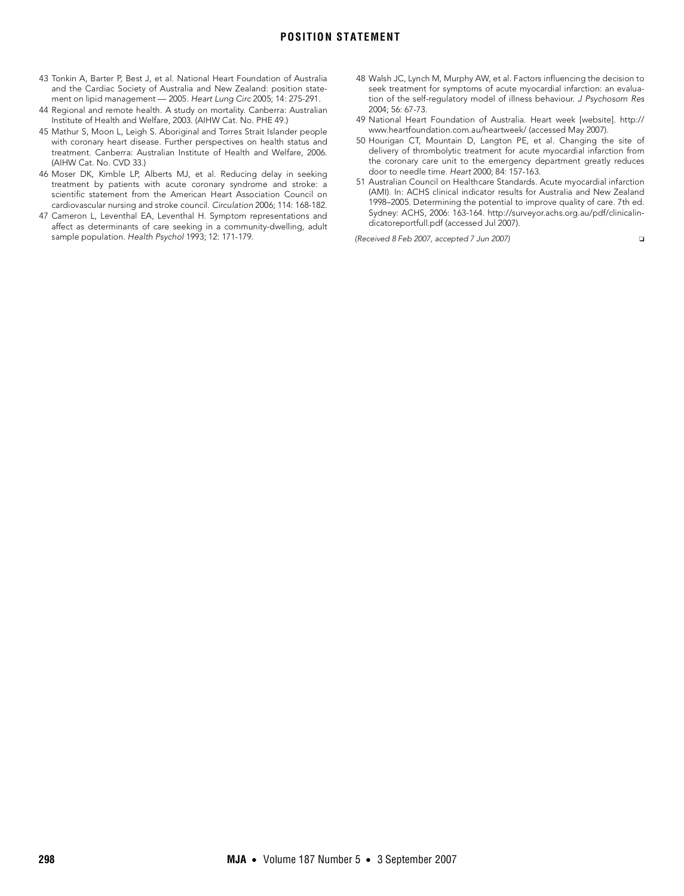43 Tonkin A, Barter P, Best J, et al. National Heart Foundation of Australia and the Cardiac Society of Australia and New Zealand: position statement on lipid management — 2005. *Heart Lung Circ* 2005; 14: 275-291.

44 Regional and remote health. A study on mortality. Canberra: Australian Institute of Health and Welfare, 2003. (AIHW Cat. No. PHE 49.)

45 Mathur S, Moon L, Leigh S. Aboriginal and Torres Strait Islander people with coronary heart disease. Further perspectives on health status and treatment. Canberra: Australian Institute of Health and Welfare, 2006. (AIHW Cat. No. CVD 33.)

46 Moser DK, Kimble LP, Alberts MJ, et al. Reducing delay in seeking treatment by patients with acute coronary syndrome and stroke: a scientific statement from the American Heart Association Council on cardiovascular nursing and stroke council. *Circulation* 2006; 114: 168-182.

47 Cameron L, Leventhal EA, Leventhal H. Symptom representations and affect as determinants of care seeking in a community-dwelling, adult sample population. *Health Psychol* 1993; 12: 171-179.

48 Walsh JC, Lynch M, Murphy AW, et al. Factors influencing the decision to seek treatment for symptoms of acute myocardial infarction: an evaluation of the self-regulatory model of illness behaviour. *J Psychosom Res* 2004; 56: 67-73.

49 National Heart Foundation of Australia. Heart week [website]. http://www.heartfoundation.com.au/heartweek/ (accessed May 2007).

50 Hourigan CT, Mountain D, Langton PE, et al. Changing the site of delivery of thrombolytic treatment for acute myocardial infarction from the coronary care unit to the emergency department greatly reduces door to needle time. *Heart* 2000; 84: 157-163.

51 Australian Council on Healthcare Standards. Acute myocardial infarction (AMI). In: ACHS clinical indicator results for Australia and New Zealand 1998–2005. Determining the potential to improve quality of care. 7th ed. Sydney: ACHS, 2006: 163-164. http://surveyor.achs.org.au/pdf/clinicalindicatoreportfull.pdf (accessed Jul 2007).

*(Received 8 Feb 2007, accepted 7 Jun 2007)*